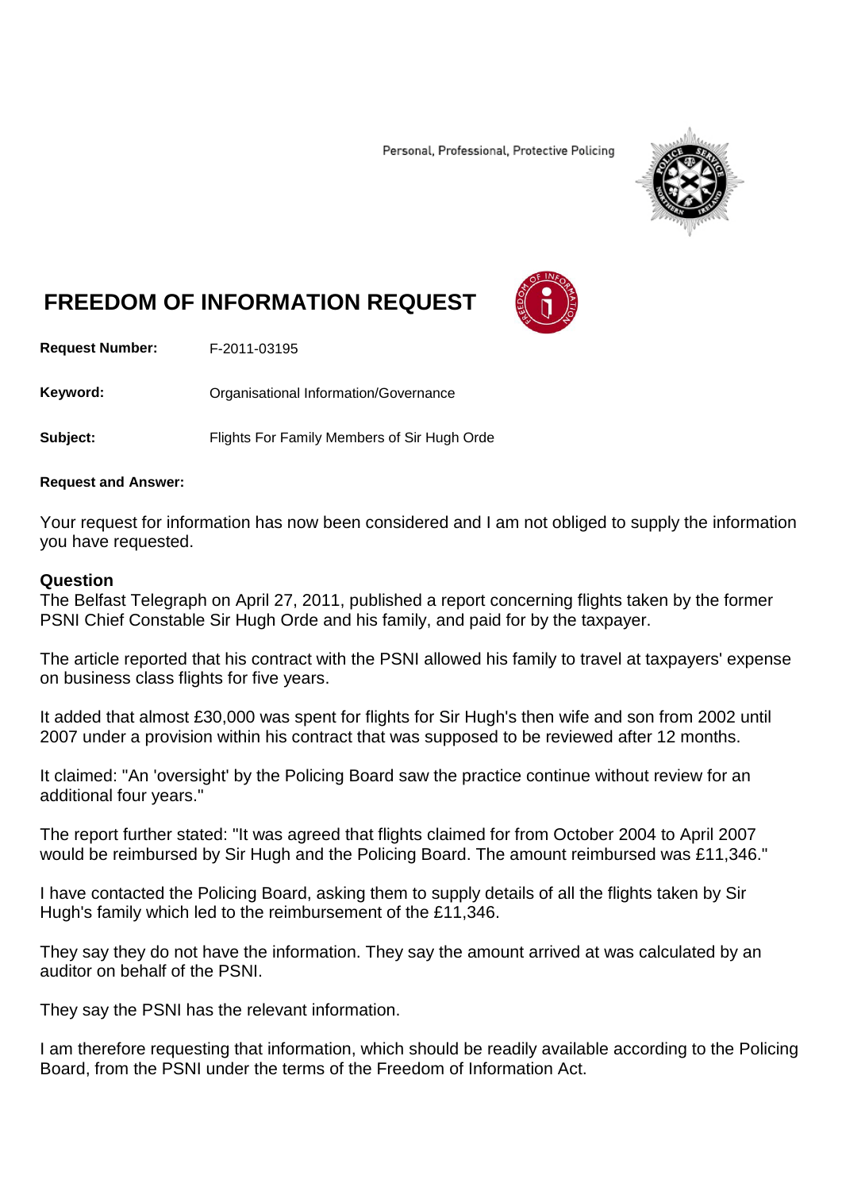Personal, Professional, Protective Policing

# FREEDOM OF INFORMATION REQUEST

**Request Number:** F-2011-03195

**Keyword:** Organisational Information/Governance

**Subject:** Flights For Family Members of Sir Hugh Orde

**Request and Answer:**

Your request for information has now been considered and I am not obliged to supply the information you have requested.

### Question

The Belfast Telegraph on April 27, 2011, published a report concerning flights taken by the former PSNI Chief Constable Sir Hugh Orde and his family, and paid for by the taxpayer.

The article reported that his contract with the PSNI allowed his family to travel at taxpayers' expense on business class flights for five years.

It added that almost £30,000 was spent for flights for Sir Hugh's then wife and son from 2002 until 2007 under a provision within his contract that was supposed to be reviewed after 12 months.

It claimed: "An 'oversight' by the Policing Board saw the practice continue without review for an additional four years."

The report further stated: "It was agreed that flights claimed for from October 2004 to April 2007 would be reimbursed by Sir Hugh and the Policing Board. The amount reimbursed was £11,346."

I have contacted the Policing Board, asking them to supply details of all the flights taken by Sir Hugh's family which led to the reimbursement of the £11,346.

They say they do not have the information. They say the amount arrived at was calculated by an auditor on behalf of the PSNI.

They say the PSNI has the relevant information.

I am therefore requesting that information, which should be readily available according to the Policing Board, from the PSNI under the terms of the Freedom of Information Act.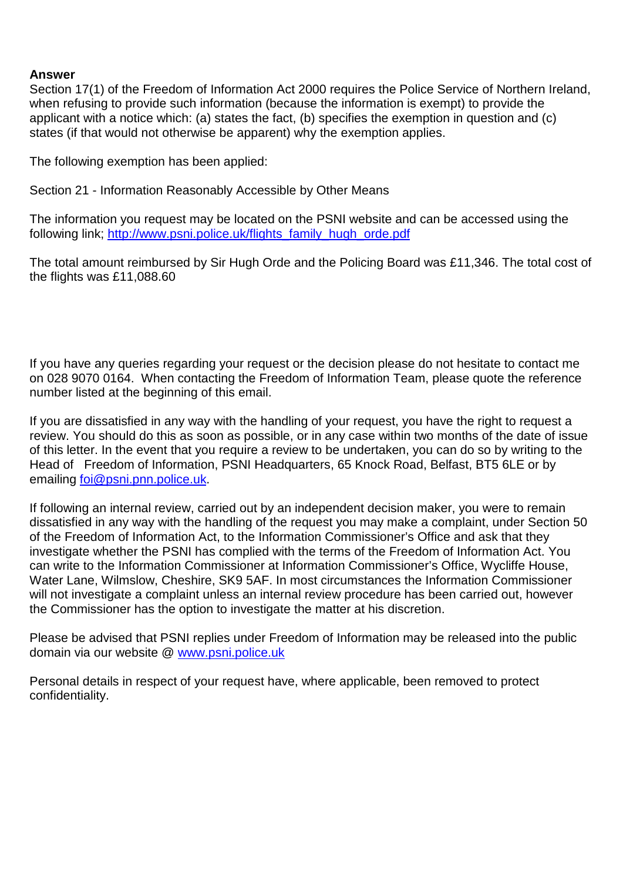**Answer**

Section 17(1) of the Freedom of Information Act 2000 requires the Police Service of Northern Ireland, when refusing to provide such information (because the information is exempt) to provide the applicant with a notice which: (a) states the fact, (b) specifies the exemption in question and (c) states (if that would not otherwise be apparent) why the exemption applies.

The following exemption has been applied:

Section 21 - Information Reasonably Accessible by Other Means

The information you request may be located on the PSNI website and can be accessed using the following link; [http://www.psni.police.uk/flights_family_hugh_orde.pdf](http://www.psni.police.uk/flights_family_hugh_orde.pdf)

The total amount reimbursed by Sir Hugh Orde and the Policing Board was £11,346. The total cost of the flights was £11,088.60

If you have any queries regarding your request or the decision please do not hesitate to contact me on 028 9070 0164. When contacting the Freedom of Information Team, please quote the reference number listed at the beginning of this email.

If you are dissatisfied in any way with the handling of your request, you have the right to request a review. You should do this as soon as possible, or in any case within two months of the date of issue of this letter. In the event that you require a review to be undertaken, you can do so by writing to the Head of Freedom of Information, PSNI Headquarters, 65 Knock Road, Belfast, BT5 6LE or by emailing [foi@psni.pnn.police.uk](mailto:foi@psni.pnn.police.uk).

If following an internal review, carried out by an independent decision maker, you were to remain dissatisfied in any way with the handling of the request you may make a complaint, under Section 50 of the Freedom of Information Act, to the Information Commissioner's Office and ask that they investigate whether the PSNI has complied with the terms of the Freedom of Information Act. You can write to the Information Commissioner at Information Commissioner's Office, Wycliffe House, Water Lane, Wilmslow, Cheshire, SK9 5AF. In most circumstances the Information Commissioner will not investigate a complaint unless an internal review procedure has been carried out, however the Commissioner has the option to investigate the matter at his discretion.

Please be advised that PSNI replies under Freedom of Information may be released into the public domain via our website @ [www.psni.police.uk](http://www.psni.police.uk)

Personal details in respect of your request have, where applicable, been removed to protect confidentiality.